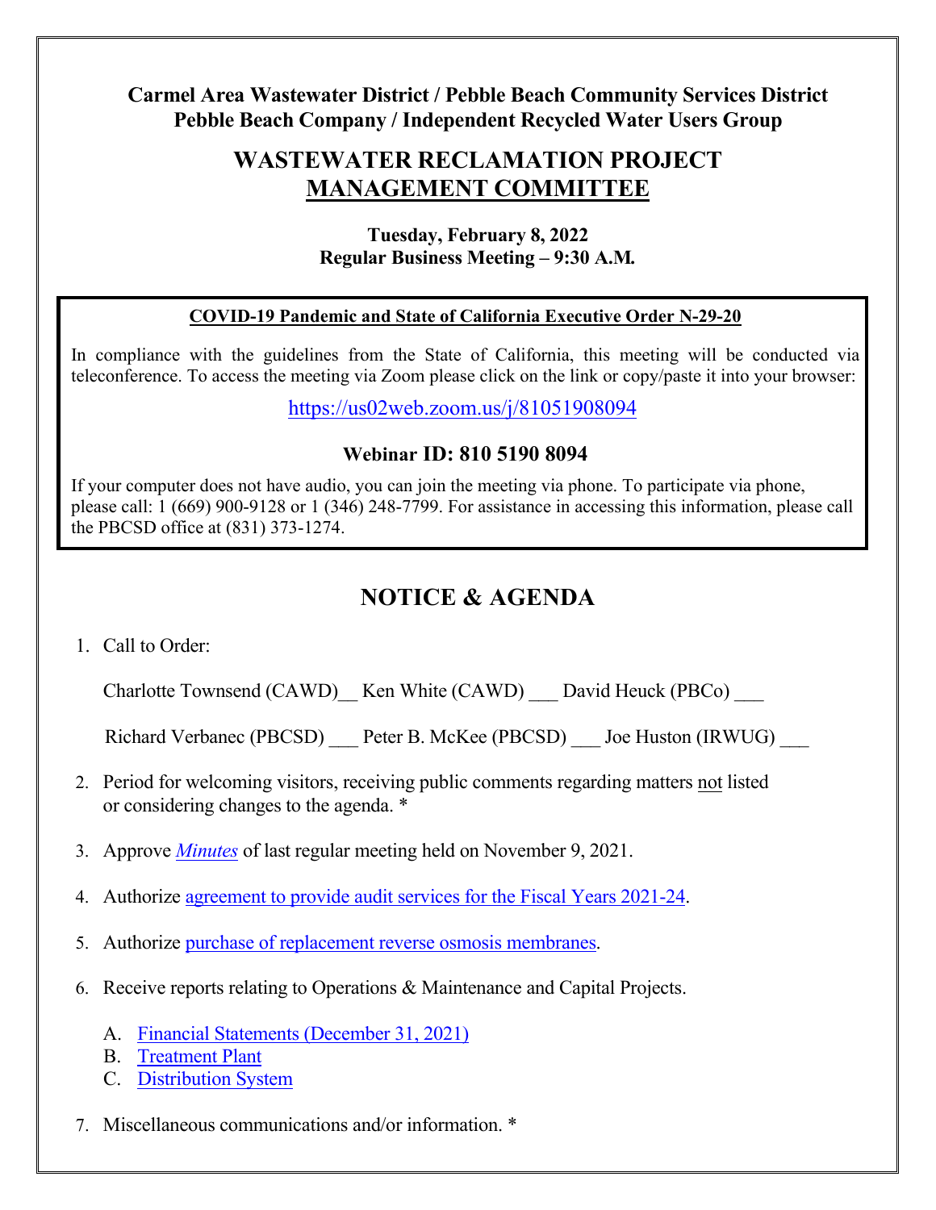**Carmel Area Wastewater District / Pebble Beach Community Services District**
**Pebble Beach Company / Independent Recycled Water Users Group**

# WASTEWATER RECLAMATION PROJECT MANAGEMENT COMMITTEE

**Tuesday, February 8, 2022**
**Regular Business Meeting – 9:30 A.M.**

**COVID-19 Pandemic and State of California Executive Order N-29-20**

In compliance with the guidelines from the State of California, this meeting will be conducted via teleconference. To access the meeting via Zoom please click on the link or copy/paste it into your browser:

https://us02web.zoom.us/j/81051908094

**Webinar ID: 810 5190 8094**

If your computer does not have audio, you can join the meeting via phone. To participate via phone, please call: 1 (669) 900-9128 or 1 (346) 248-7799. For assistance in accessing this information, please call the PBCSD office at (831) 373-1274.

## NOTICE & AGENDA

1. Call to Order:

   Charlotte Townsend (CAWD)__ Ken White (CAWD) ___ David Heuck (PBCo) ___

   Richard Verbanec (PBCSD) ___ Peter B. McKee (PBCSD) ___ Joe Huston (IRWUG) ___

2. Period for welcoming visitors, receiving public comments regarding matters not listed or considering changes to the agenda. *

3. Approve *Minutes* of last regular meeting held on November 9, 2021.

4. Authorize agreement to provide audit services for the Fiscal Years 2021-24.

5. Authorize purchase of replacement reverse osmosis membranes.

6. Receive reports relating to Operations & Maintenance and Capital Projects.

   A. Financial Statements (December 31, 2021)
   B. Treatment Plant
   C. Distribution System

7. Miscellaneous communications and/or information. *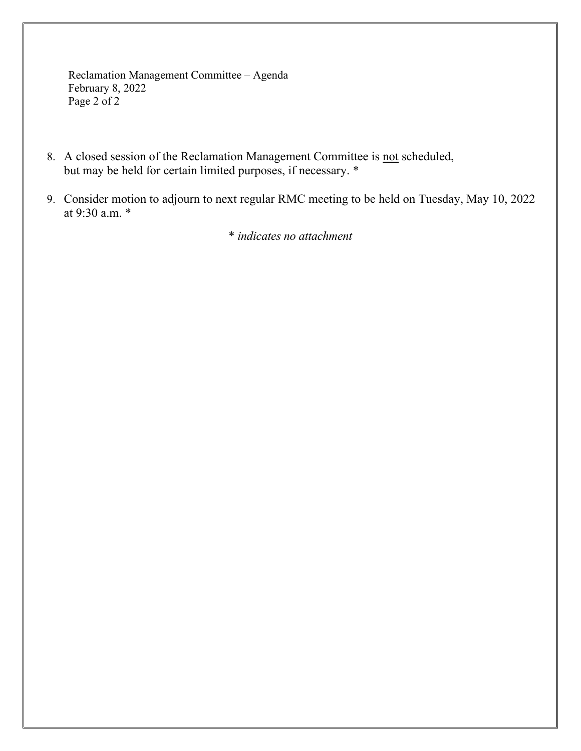8. A closed session of the Reclamation Management Committee is <u>not</u> scheduled, but may be held for certain limited purposes, if necessary. *

9. Consider motion to adjourn to next regular RMC meeting to be held on Tuesday, May 10, 2022 at 9:30 a.m. *

*\* indicates no attachment*